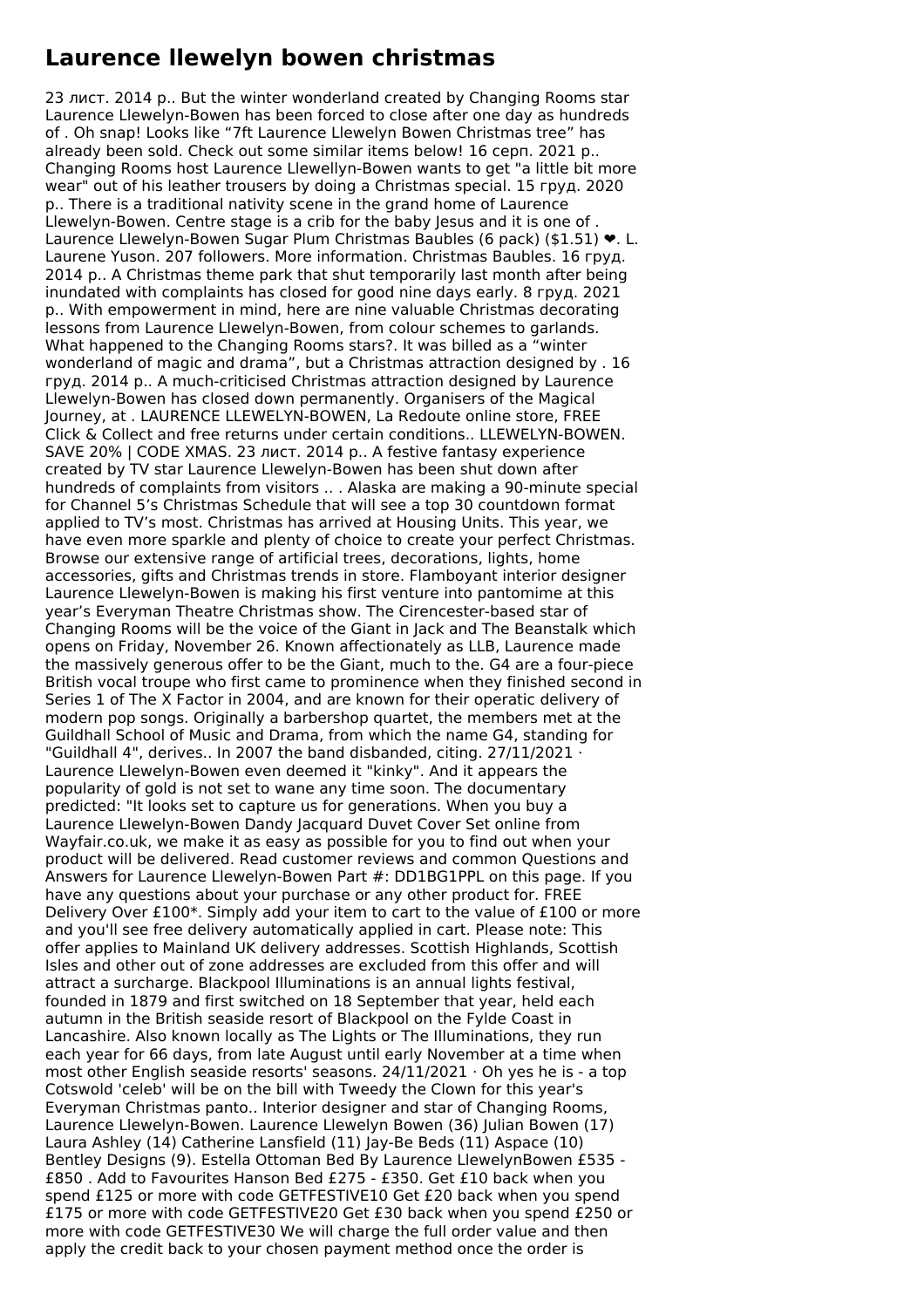# Laurence llewelyn bowen christmas

23 лист. 2014 р.. But the winter wonderland created by Changing Rooms star Laurence Llewelyn-Bowen has been forced to close after one day as hundreds of . Oh snap! Looks like "7ft Laurence Llewelyn Bowen Christmas tree" has already been sold. Check out some similar items below! 16 серп. 2021 р.. Changing Rooms host Laurence Llewellyn-Bowen wants to get "a little bit more wear" out of his leather trousers by doing a Christmas special. 15 груд. 2020 р.. There is a traditional nativity scene in the grand home of Laurence Llewelyn-Bowen. Centre stage is a crib for the baby Jesus and it is one of . Laurence Llewelyn-Bowen Sugar Plum Christmas Baubles (6 pack) ($1.51) ❤. L. Laurene Yuson. 207 followers. More information. Christmas Baubles. 16 груд. 2014 р.. A Christmas theme park that shut temporarily last month after being inundated with complaints has closed for good nine days early. 8 груд. 2021 р.. With empowerment in mind, here are nine valuable Christmas decorating lessons from Laurence Llewelyn-Bowen, from colour schemes to garlands. What happened to the Changing Rooms stars?. It was billed as a "winter wonderland of magic and drama", but a Christmas attraction designed by . 16 груд. 2014 р.. A much-criticised Christmas attraction designed by Laurence Llewelyn-Bowen has closed down permanently. Organisers of the Magical Journey, at . LAURENCE LLEWELYN-BOWEN, La Redoute online store, FREE Click & Collect and free returns under certain conditions.. LLEWELYN-BOWEN. SAVE 20% | CODE XMAS. 23 лист. 2014 р.. A festive fantasy experience created by TV star Laurence Llewelyn-Bowen has been shut down after hundreds of complaints from visitors .. . Alaska are making a 90-minute special for Channel 5's Christmas Schedule that will see a top 30 countdown format applied to TV's most. Christmas has arrived at Housing Units. This year, we have even more sparkle and plenty of choice to create your perfect Christmas. Browse our extensive range of artificial trees, decorations, lights, home accessories, gifts and Christmas trends in store. Flamboyant interior designer Laurence Llewelyn-Bowen is making his first venture into pantomime at this year's Everyman Theatre Christmas show. The Cirencester-based star of Changing Rooms will be the voice of the Giant in Jack and The Beanstalk which opens on Friday, November 26. Known affectionately as LLB, Laurence made the massively generous offer to be the Giant, much to the. G4 are a four-piece British vocal troupe who first came to prominence when they finished second in Series 1 of The X Factor in 2004, and are known for their operatic delivery of modern pop songs. Originally a barbershop quartet, the members met at the Guildhall School of Music and Drama, from which the name G4, standing for "Guildhall 4", derives.. In 2007 the band disbanded, citing. 27/11/2021 · Laurence Llewelyn-Bowen even deemed it "kinky". And it appears the popularity of gold is not set to wane any time soon. The documentary predicted: "It looks set to capture us for generations. When you buy a Laurence Llewelyn-Bowen Dandy Jacquard Duvet Cover Set online from Wayfair.co.uk, we make it as easy as possible for you to find out when your product will be delivered. Read customer reviews and common Questions and Answers for Laurence Llewelyn-Bowen Part #: DD1BG1PPL on this page. If you have any questions about your purchase or any other product for. FREE Delivery Over £100*. Simply add your item to cart to the value of £100 or more and you'll see free delivery automatically applied in cart. Please note: This offer applies to Mainland UK delivery addresses. Scottish Highlands, Scottish Isles and other out of zone addresses are excluded from this offer and will attract a surcharge. Blackpool Illuminations is an annual lights festival, founded in 1879 and first switched on 18 September that year, held each autumn in the British seaside resort of Blackpool on the Fylde Coast in Lancashire. Also known locally as The Lights or The Illuminations, they run each year for 66 days, from late August until early November at a time when most other English seaside resorts' seasons. 24/11/2021 · Oh yes he is - a top Cotswold 'celeb' will be on the bill with Tweedy the Clown for this year's Everyman Christmas panto.. Interior designer and star of Changing Rooms, Laurence Llewelyn-Bowen. Laurence Llewelyn Bowen (36) Julian Bowen (17) Laura Ashley (14) Catherine Lansfield (11) Jay-Be Beds (11) Aspace (10) Bentley Designs (9). Estella Ottoman Bed By Laurence LlewelynBowen £535 - £850 . Add to Favourites Hanson Bed £275 - £350. Get £10 back when you spend £125 or more with code GETFESTIVE10 Get £20 back when you spend £175 or more with code GETFESTIVE20 Get £30 back when you spend £250 or more with code GETFESTIVE30 We will charge the full order value and then apply the credit back to your chosen payment method once the order is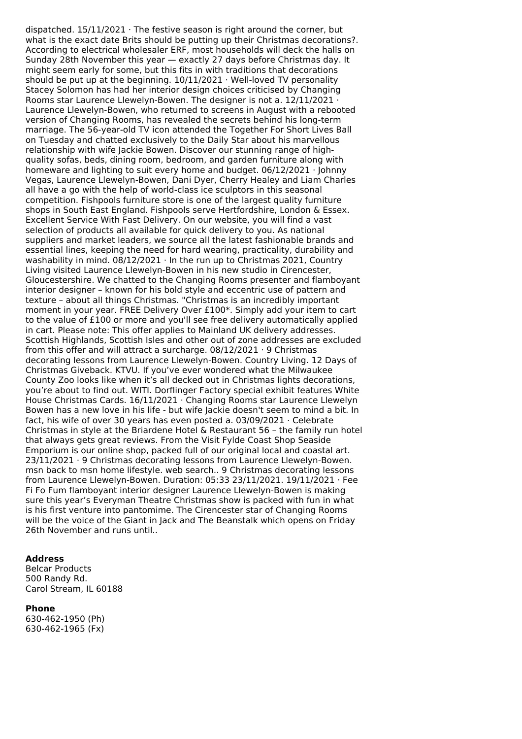dispatched. 15/11/2021 · The festive season is right around the corner, but what is the exact date Brits should be putting up their Christmas decorations?. According to electrical wholesaler ERF, most households will deck the halls on Sunday 28th November this year — exactly 27 days before Christmas day. It might seem early for some, but this fits in with traditions that decorations should be put up at the beginning. 10/11/2021 · Well-loved TV personality Stacey Solomon has had her interior design choices criticised by Changing Rooms star Laurence Llewelyn-Bowen. The designer is not a. 12/11/2021 · Laurence Llewelyn-Bowen, who returned to screens in August with a rebooted version of Changing Rooms, has revealed the secrets behind his long-term marriage. The 56-year-old TV icon attended the Together For Short Lives Ball on Tuesday and chatted exclusively to the Daily Star about his marvellous relationship with wife Jackie Bowen. Discover our stunning range of high-quality sofas, beds, dining room, bedroom, and garden furniture along with homeware and lighting to suit every home and budget. 06/12/2021 · Johnny Vegas, Laurence Llewelyn-Bowen, Dani Dyer, Cherry Healey and Liam Charles all have a go with the help of world-class ice sculptors in this seasonal competition. Fishpools furniture store is one of the largest quality furniture shops in South East England. Fishpools serve Hertfordshire, London & Essex. Excellent Service With Fast Delivery. On our website, you will find a vast selection of products all available for quick delivery to you. As national suppliers and market leaders, we source all the latest fashionable brands and essential lines, keeping the need for hard wearing, practicality, durability and washability in mind. 08/12/2021 · In the run up to Christmas 2021, Country Living visited Laurence Llewelyn-Bowen in his new studio in Cirencester, Gloucestershire. We chatted to the Changing Rooms presenter and flamboyant interior designer – known for his bold style and eccentric use of pattern and texture – about all things Christmas. "Christmas is an incredibly important moment in your year. FREE Delivery Over £100*. Simply add your item to cart to the value of £100 or more and you'll see free delivery automatically applied in cart. Please note: This offer applies to Mainland UK delivery addresses. Scottish Highlands, Scottish Isles and other out of zone addresses are excluded from this offer and will attract a surcharge. 08/12/2021 · 9 Christmas decorating lessons from Laurence Llewelyn-Bowen. Country Living. 12 Days of Christmas Giveback. KTVU. If you've ever wondered what the Milwaukee County Zoo looks like when it's all decked out in Christmas lights decorations, you're about to find out. WITI. Dorflinger Factory special exhibit features White House Christmas Cards. 16/11/2021 · Changing Rooms star Laurence Llewelyn Bowen has a new love in his life - but wife Jackie doesn't seem to mind a bit. In fact, his wife of over 30 years has even posted a. 03/09/2021 · Celebrate Christmas in style at the Briardene Hotel & Restaurant 56 – the family run hotel that always gets great reviews. From the Visit Fylde Coast Shop Seaside Emporium is our online shop, packed full of our original local and coastal art. 23/11/2021 · 9 Christmas decorating lessons from Laurence Llewelyn-Bowen. msn back to msn home lifestyle. web search.. 9 Christmas decorating lessons from Laurence Llewelyn-Bowen. Duration: 05:33 23/11/2021. 19/11/2021 · Fee Fi Fo Fum flamboyant interior designer Laurence Llewelyn-Bowen is making sure this year's Everyman Theatre Christmas show is packed with fun in what is his first venture into pantomime. The Cirencester star of Changing Rooms will be the voice of the Giant in Jack and The Beanstalk which opens on Friday 26th November and runs until..

**Address**
Belcar Products
500 Randy Rd.
Carol Stream, IL 60188

**Phone**
630-462-1950 (Ph)
630-462-1965 (Fx)